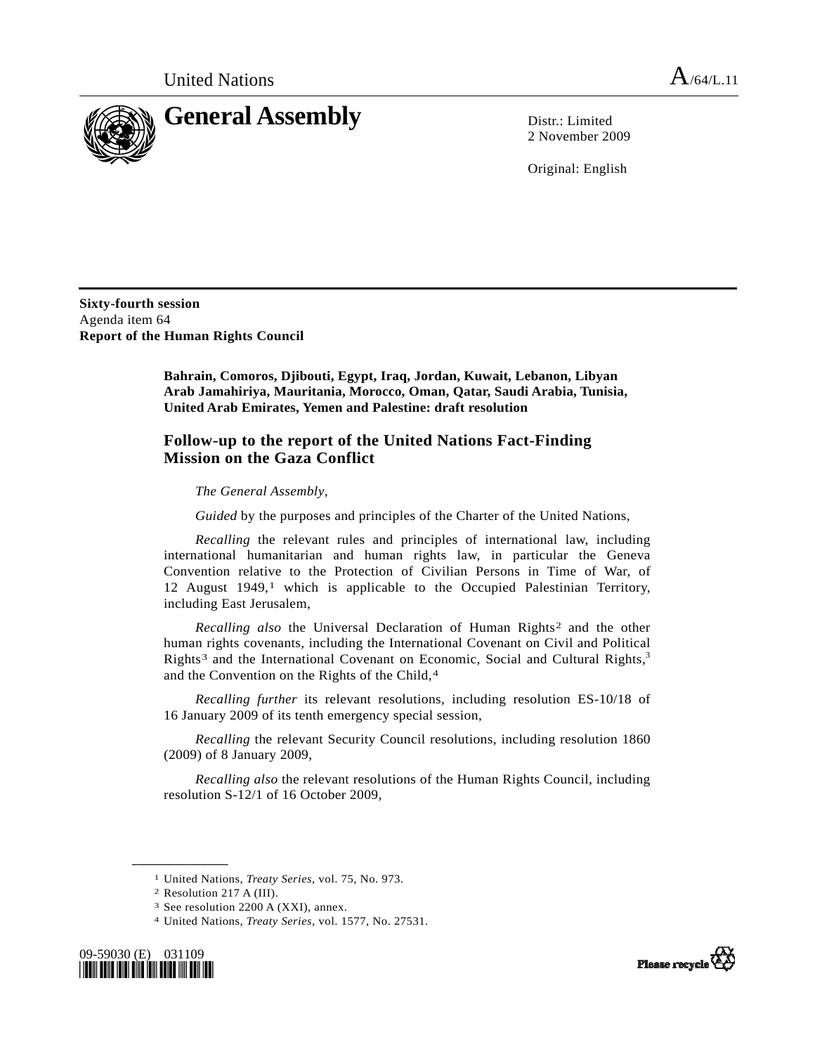United Nations A/64/L.11

# General Assembly

Distr.: Limited
2 November 2009

Original: English

**Sixty-fourth session**
Agenda item 64
**Report of the Human Rights Council**

**Bahrain, Comoros, Djibouti, Egypt, Iraq, Jordan, Kuwait, Lebanon, Libyan Arab Jamahiriya, Mauritania, Morocco, Oman, Qatar, Saudi Arabia, Tunisia, United Arab Emirates, Yemen and Palestine: draft resolution**

## Follow-up to the report of the United Nations Fact-Finding Mission on the Gaza Conflict

*The General Assembly*,

*Guided* by the purposes and principles of the Charter of the United Nations,

*Recalling* the relevant rules and principles of international law, including international humanitarian and human rights law, in particular the Geneva Convention relative to the Protection of Civilian Persons in Time of War, of 12 August 1949,[1] which is applicable to the Occupied Palestinian Territory, including East Jerusalem,

*Recalling also* the Universal Declaration of Human Rights[2] and the other human rights covenants, including the International Covenant on Civil and Political Rights[3] and the International Covenant on Economic, Social and Cultural Rights,[3] and the Convention on the Rights of the Child,[4]

*Recalling further* its relevant resolutions, including resolution ES-10/18 of 16 January 2009 of its tenth emergency special session,

*Recalling* the relevant Security Council resolutions, including resolution 1860 (2009) of 8 January 2009,

*Recalling also* the relevant resolutions of the Human Rights Council, including resolution S-12/1 of 16 October 2009,

---

[1] United Nations, *Treaty Series*, vol. 75, No. 973.

[2] Resolution 217 A (III).

[3] See resolution 2200 A (XXI), annex.

[4] United Nations, *Treaty Series*, vol. 1577, No. 27531.

09-59030 (E) 031109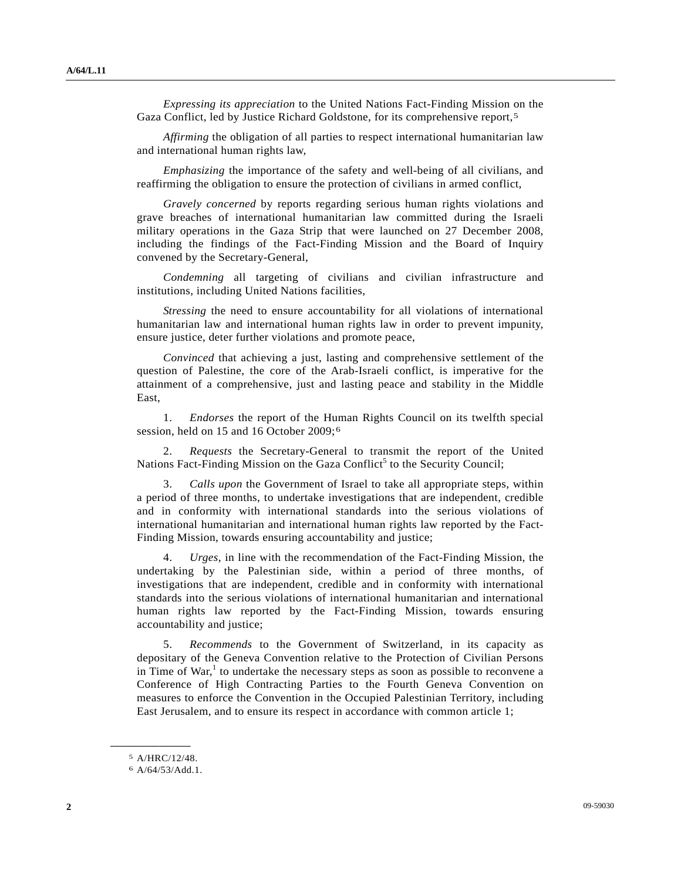*Expressing its appreciation* to the United Nations Fact-Finding Mission on the Gaza Conflict, led by Justice Richard Goldstone, for its comprehensive report,[5]

*Affirming* the obligation of all parties to respect international humanitarian law and international human rights law,

*Emphasizing* the importance of the safety and well-being of all civilians, and reaffirming the obligation to ensure the protection of civilians in armed conflict,

*Gravely concerned* by reports regarding serious human rights violations and grave breaches of international humanitarian law committed during the Israeli military operations in the Gaza Strip that were launched on 27 December 2008, including the findings of the Fact-Finding Mission and the Board of Inquiry convened by the Secretary-General,

*Condemning* all targeting of civilians and civilian infrastructure and institutions, including United Nations facilities,

*Stressing* the need to ensure accountability for all violations of international humanitarian law and international human rights law in order to prevent impunity, ensure justice, deter further violations and promote peace,

*Convinced* that achieving a just, lasting and comprehensive settlement of the question of Palestine, the core of the Arab-Israeli conflict, is imperative for the attainment of a comprehensive, just and lasting peace and stability in the Middle East,

1. *Endorses* the report of the Human Rights Council on its twelfth special session, held on 15 and 16 October 2009;[6]

2. *Requests* the Secretary-General to transmit the report of the United Nations Fact-Finding Mission on the Gaza Conflict[5] to the Security Council;

3. *Calls upon* the Government of Israel to take all appropriate steps, within a period of three months, to undertake investigations that are independent, credible and in conformity with international standards into the serious violations of international humanitarian and international human rights law reported by the Fact-Finding Mission, towards ensuring accountability and justice;

4. *Urges*, in line with the recommendation of the Fact-Finding Mission, the undertaking by the Palestinian side, within a period of three months, of investigations that are independent, credible and in conformity with international standards into the serious violations of international humanitarian and international human rights law reported by the Fact-Finding Mission, towards ensuring accountability and justice;

5. *Recommends* to the Government of Switzerland, in its capacity as depositary of the Geneva Convention relative to the Protection of Civilian Persons in Time of War,[1] to undertake the necessary steps as soon as possible to reconvene a Conference of High Contracting Parties to the Fourth Geneva Convention on measures to enforce the Convention in the Occupied Palestinian Territory, including East Jerusalem, and to ensure its respect in accordance with common article 1;

---

[5] A/HRC/12/48.

[6] A/64/53/Add.1.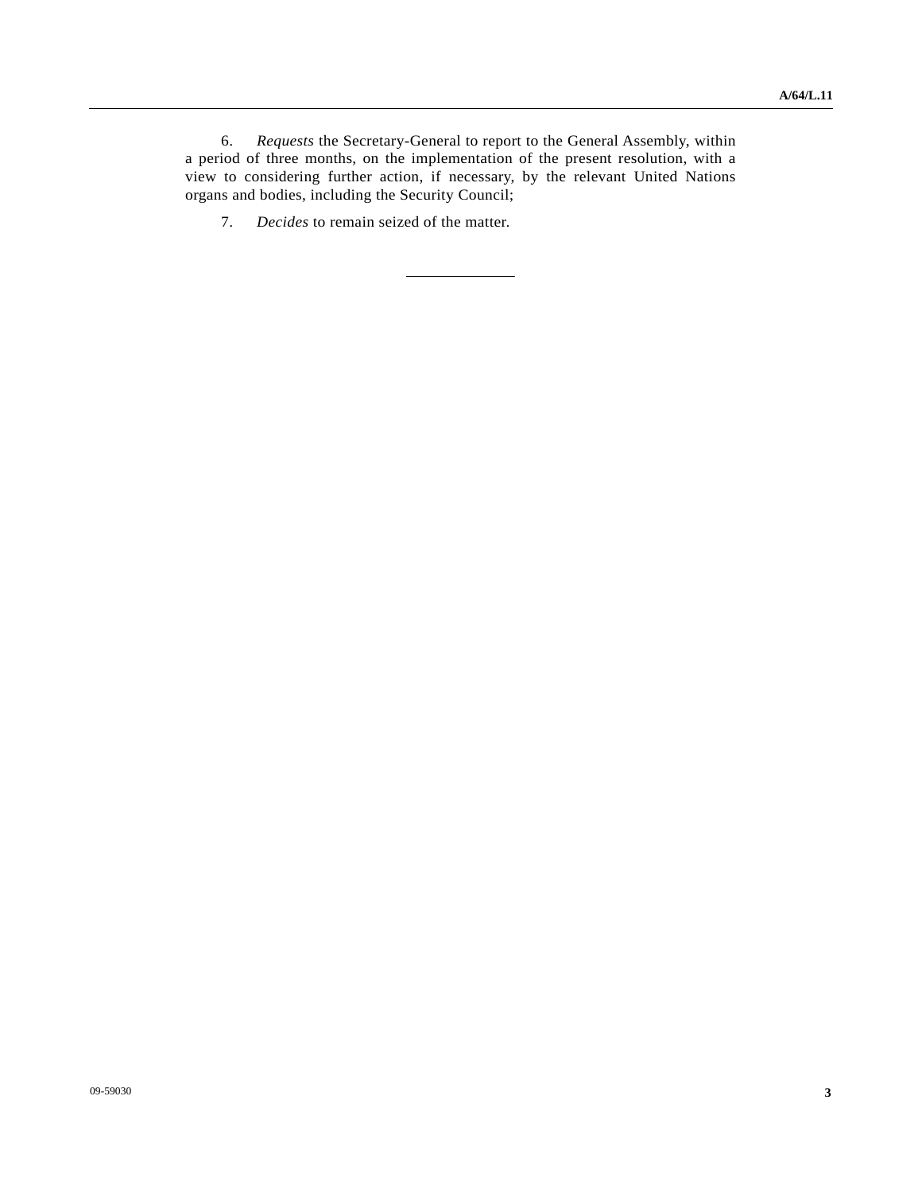6. *Requests* the Secretary-General to report to the General Assembly, within a period of three months, on the implementation of the present resolution, with a view to considering further action, if necessary, by the relevant United Nations organs and bodies, including the Security Council;

7. *Decides* to remain seized of the matter.